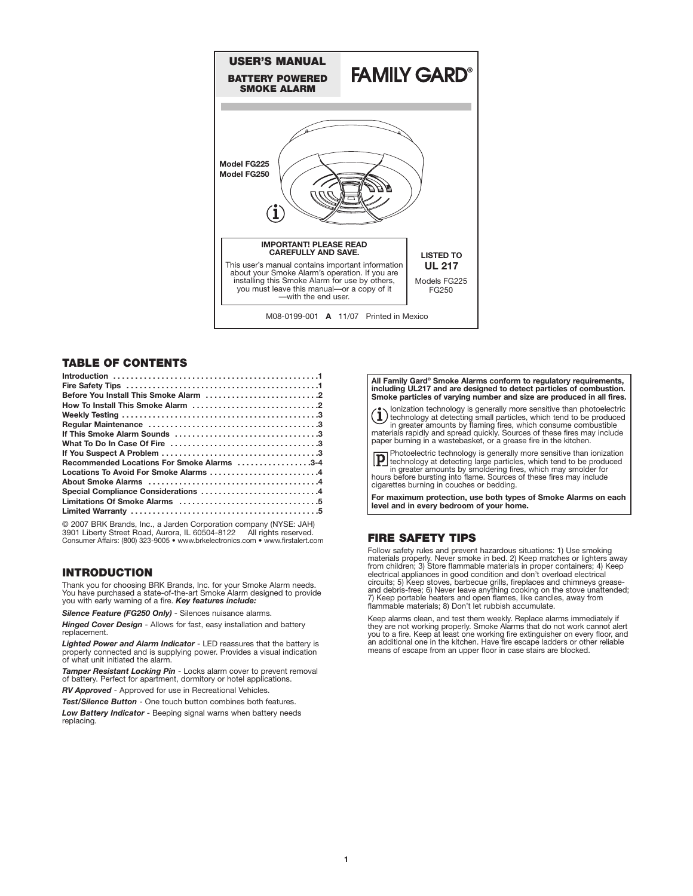# USER'S MANUAL

**BATTERY POWERED SMOKE ALARM**

**FAMILY GARD®**

**Model FG225**
**Model FG250**

**IMPORTANT! PLEASE READ CAREFULLY AND SAVE.**

This user's manual contains important information about your Smoke Alarm's operation. If you are installing this Smoke Alarm for use by others, you must leave this manual—or a copy of it—with the end user.

**LISTED TO**
**UL 217**
Models FG225 FG250

M08-0199-001 **A** 11/07 Printed in Mexico

## TABLE OF CONTENTS

| Section | Page |
|---|---|
| **Introduction** | **1** |
| **Fire Safety Tips** | **1** |
| **Before You Install This Smoke Alarm** | **2** |
| **How To Install This Smoke Alarm** | **2** |
| **Weekly Testing** | **3** |
| **Regular Maintenance** | **3** |
| **If This Smoke Alarm Sounds** | **3** |
| **What To Do In Case Of Fire** | **3** |
| **If You Suspect A Problem** | **3** |
| **Recommended Locations For Smoke Alarms** | **3-4** |
| **Locations To Avoid For Smoke Alarms** | **4** |
| **About Smoke Alarms** | **4** |
| **Special Compliance Considerations** | **4** |
| **Limitations Of Smoke Alarms** | **5** |
| **Limited Warranty** | **5** |

© 2007 BRK Brands, Inc., a Jarden Corporation company (NYSE: JAH)
3901 Liberty Street Road, Aurora, IL 60504-8122 All rights reserved.
Consumer Affairs: (800) 323-9005 • www.brkelectronics.com • www.firstalert.com

## INTRODUCTION

Thank you for choosing BRK Brands, Inc. for your Smoke Alarm needs. You have purchased a state-of-the-art Smoke Alarm designed to provide you with early warning of a fire. ***Key features include:***

***Silence Feature (FG250 Only)*** - Silences nuisance alarms.

***Hinged Cover Design*** - Allows for fast, easy installation and battery replacement.

***Lighted Power and Alarm Indicator*** - LED reassures that the battery is properly connected and is supplying power. Provides a visual indication of what unit initiated the alarm.

***Tamper Resistant Locking Pin*** - Locks alarm cover to prevent removal of battery. Perfect for apartment, dormitory or hotel applications.

***RV Approved*** - Approved for use in Recreational Vehicles.

***Test/Silence Button*** - One touch button combines both features.

***Low Battery Indicator*** - Beeping signal warns when battery needs replacing.

**All Family Gard® Smoke Alarms conform to regulatory requirements, including UL217 and are designed to detect particles of combustion. Smoke particles of varying number and size are produced in all fires.**

Ionization technology is generally more sensitive than photoelectric technology at detecting small particles, which tend to be produced in greater amounts by flaming fires, which consume combustible materials rapidly and spread quickly. Sources of these fires may include paper burning in a wastebasket, or a grease fire in the kitchen.

Photoelectric technology is generally more sensitive than ionization technology at detecting large particles, which tend to be produced in greater amounts by smoldering fires, which may smolder for hours before bursting into flame. Sources of these fires may include cigarettes burning in couches or bedding.

**For maximum protection, use both types of Smoke Alarms on each level and in every bedroom of your home.**

## FIRE SAFETY TIPS

Follow safety rules and prevent hazardous situations: 1) Use smoking materials properly. Never smoke in bed. 2) Keep matches or lighters away from children; 3) Store flammable materials in proper containers; 4) Keep electrical appliances in good condition and don't overload electrical circuits; 5) Keep stoves, barbecue grills, fireplaces and chimneys grease- and debris-free; 6) Never leave anything cooking on the stove unattended; 7) Keep portable heaters and open flames, like candles, away from flammable materials; 8) Don't let rubbish accumulate.

Keep alarms clean, and test them weekly. Replace alarms immediately if they are not working properly. Smoke Alarms that do not work cannot alert you to a fire. Keep at least one working fire extinguisher on every floor, and an additional one in the kitchen. Have fire escape ladders or other reliable means of escape from an upper floor in case stairs are blocked.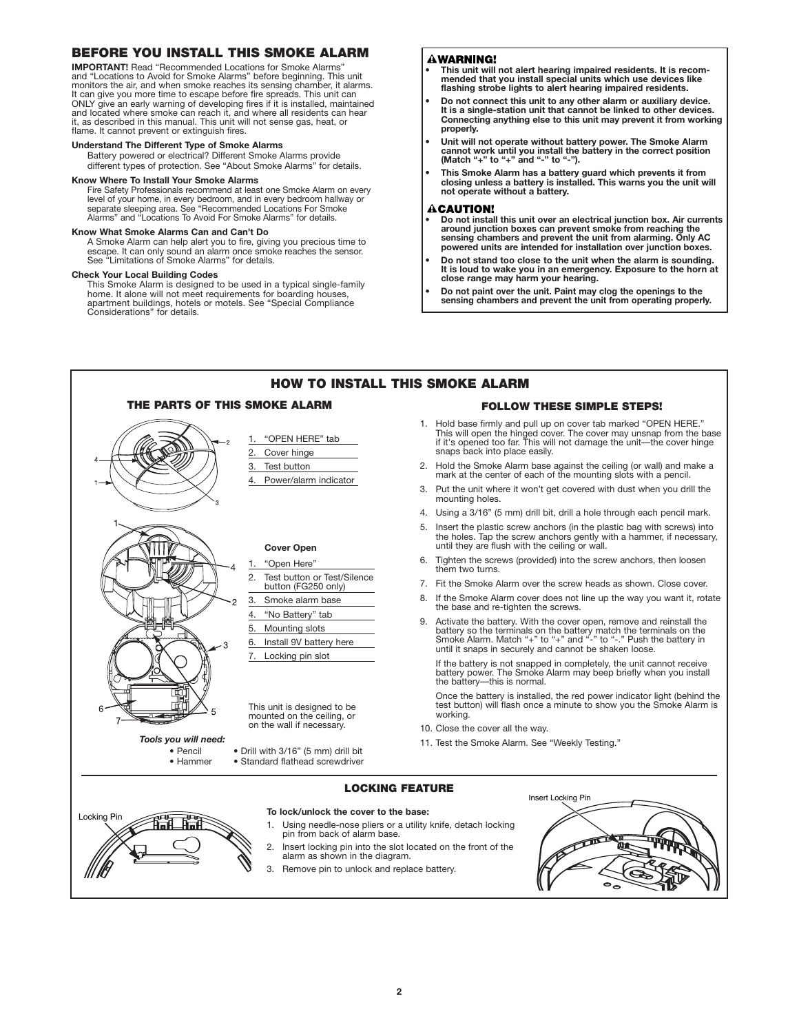## BEFORE YOU INSTALL THIS SMOKE ALARM

**IMPORTANT!** Read "Recommended Locations for Smoke Alarms" and "Locations to Avoid for Smoke Alarms" before beginning. This unit monitors the air, and when smoke reaches its sensing chamber, it alarms. It can give you more time to escape before fire spreads. This unit can ONLY give an early warning of developing fires if it is installed, maintained and located where smoke can reach it, and where all residents can hear it, as described in this manual. This unit will not sense gas, heat, or flame. It cannot prevent or extinguish fires.

**Understand The Different Type of Smoke Alarms**
Battery powered or electrical? Different Smoke Alarms provide different types of protection. See "About Smoke Alarms" for details.

**Know Where To Install Your Smoke Alarms**
Fire Safety Professionals recommend at least one Smoke Alarm on every level of your home, in every bedroom, and in every bedroom hallway or separate sleeping area. See "Recommended Locations For Smoke Alarms" and "Locations To Avoid For Smoke Alarms" for details.

**Know What Smoke Alarms Can and Can't Do**
A Smoke Alarm can help alert you to fire, giving you precious time to escape. It can only sound an alarm once smoke reaches the sensor. See "Limitations of Smoke Alarms" for details.

**Check Your Local Building Codes**
This Smoke Alarm is designed to be used in a typical single-family home. It alone will not meet requirements for boarding houses, apartment buildings, hotels or motels. See "Special Compliance Considerations" for details.

### ⚠WARNING!

- **This unit will not alert hearing impaired residents. It is recommended that you install special units which use devices like flashing strobe lights to alert hearing impaired residents.**
- **Do not connect this unit to any other alarm or auxiliary device. It is a single-station unit that cannot be linked to other devices. Connecting anything else to this unit may prevent it from working properly.**
- **Unit will not operate without battery power. The Smoke Alarm cannot work until you install the battery in the correct position (Match "+" to "+" and "-" to "-").**
- **This Smoke Alarm has a battery guard which prevents it from closing unless a battery is installed. This warns you the unit will not operate without a battery.**

### ⚠CAUTION!

- **Do not install this unit over an electrical junction box. Air currents around junction boxes can prevent smoke from reaching the sensing chambers and prevent the unit from alarming. Only AC powered units are intended for installation over junction boxes.**
- **Do not stand too close to the unit when the alarm is sounding. It is loud to wake you in an emergency. Exposure to the horn at close range may harm your hearing.**
- **Do not paint over the unit. Paint may clog the openings to the sensing chambers and prevent the unit from operating properly.**

## HOW TO INSTALL THIS SMOKE ALARM

### THE PARTS OF THIS SMOKE ALARM

1. "OPEN HERE" tab
2. Cover hinge
3. Test button
4. Power/alarm indicator

**Cover Open**

1. "Open Here"
2. Test button or Test/Silence button (FG250 only)
3. Smoke alarm base
4. "No Battery" tab
5. Mounting slots
6. Install 9V battery here
7. Locking pin slot

This unit is designed to be mounted on the ceiling, or on the wall if necessary.

***Tools you will need:***

- Pencil
- Hammer
- Drill with 3/16" (5 mm) drill bit
- Standard flathead screwdriver

### FOLLOW THESE SIMPLE STEPS!

1. Hold base firmly and pull up on cover tab marked "OPEN HERE." This will open the hinged cover. The cover may unsnap from the base if it's opened too far. This will not damage the unit—the cover hinge snaps back into place easily.
2. Hold the Smoke Alarm base against the ceiling (or wall) and make a mark at the center of each of the mounting slots with a pencil.
3. Put the unit where it won't get covered with dust when you drill the mounting holes.
4. Using a 3/16" (5 mm) drill bit, drill a hole through each pencil mark.
5. Insert the plastic screw anchors (in the plastic bag with screws) into the holes. Tap the screw anchors gently with a hammer, if necessary, until they are flush with the ceiling or wall.
6. Tighten the screws (provided) into the screw anchors, then loosen them two turns.
7. Fit the Smoke Alarm over the screw heads as shown. Close cover.
8. If the Smoke Alarm cover does not line up the way you want it, rotate the base and re-tighten the screws.
9. Activate the battery. With the cover open, remove and reinstall the battery so the terminals on the battery match the terminals on the Smoke Alarm. Match "+" to "+" and "-" to "-." Push the battery in until it snaps in securely and cannot be shaken loose.

   If the battery is not snapped in completely, the unit cannot receive battery power. The Smoke Alarm may beep briefly when you install the battery—this is normal.

   Once the battery is installed, the red power indicator light (behind the test button) will flash once a minute to show you the Smoke Alarm is working.
10. Close the cover all the way.
11. Test the Smoke Alarm. See "Weekly Testing."

### LOCKING FEATURE

Locking Pin

**To lock/unlock the cover to the base:**

1. Using needle-nose pliers or a utility knife, detach locking pin from back of alarm base.
2. Insert locking pin into the slot located on the front of the alarm as shown in the diagram.
3. Remove pin to unlock and replace battery.

Insert Locking Pin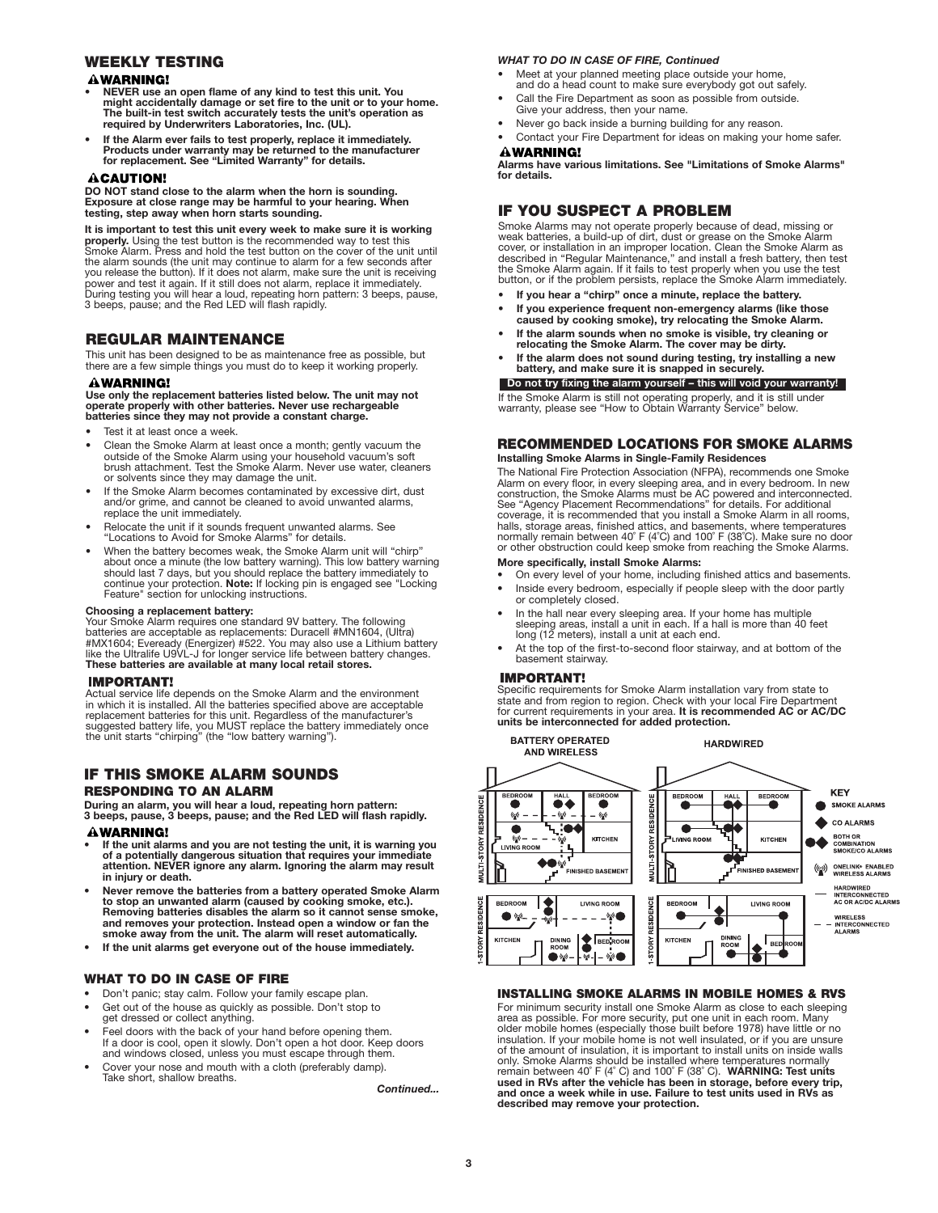## WEEKLY TESTING

**⚠WARNING!**

- **NEVER use an open flame of any kind to test this unit. You might accidentally damage or set fire to the unit or to your home. The built-in test switch accurately tests the unit's operation as required by Underwriters Laboratories, Inc. (UL).**
- **If the Alarm ever fails to test properly, replace it immediately. Products under warranty may be returned to the manufacturer for replacement. See "Limited Warranty" for details.**

**⚠CAUTION!**

**DO NOT stand close to the alarm when the horn is sounding. Exposure at close range may be harmful to your hearing. When testing, step away when horn starts sounding.**

**It is important to test this unit every week to make sure it is working properly.** Using the test button is the recommended way to test this Smoke Alarm. Press and hold the test button on the cover of the unit until the alarm sounds (the unit may continue to alarm for a few seconds after you release the button). If it does not alarm, make sure the unit is receiving power and test it again. If it still does not alarm, replace it immediately. During testing you will hear a loud, repeating horn pattern: 3 beeps, pause, 3 beeps, pause; and the Red LED will flash rapidly.

## REGULAR MAINTENANCE

This unit has been designed to be as maintenance free as possible, but there are a few simple things you must do to keep it working properly.

**⚠WARNING!**

**Use only the replacement batteries listed below. The unit may not operate properly with other batteries. Never use rechargeable batteries since they may not provide a constant charge.**

- Test it at least once a week.
- Clean the Smoke Alarm at least once a month; gently vacuum the outside of the Smoke Alarm using your household vacuum's soft brush attachment. Test the Smoke Alarm. Never use water, cleaners or solvents since they may damage the unit.
- If the Smoke Alarm becomes contaminated by excessive dirt, dust and/or grime, and cannot be cleaned to avoid unwanted alarms, replace the unit immediately.
- Relocate the unit if it sounds frequent unwanted alarms. See "Locations to Avoid for Smoke Alarms" for details.
- When the battery becomes weak, the Smoke Alarm unit will "chirp" about once a minute (the low battery warning). This low battery warning should last 7 days, but you should replace the battery immediately to continue your protection. **Note:** If locking pin is engaged see "Locking Feature" section for unlocking instructions.

**Choosing a replacement battery:**
Your Smoke Alarm requires one standard 9V battery. The following batteries are acceptable as replacements: Duracell #MN1604, (Ultra) #MX1604; Eveready (Energizer) #522. You may also use a Lithium battery like the Ultralife U9VL-J for longer service life between battery changes. **These batteries are available at many local retail stores.**

**IMPORTANT!**

Actual service life depends on the Smoke Alarm and the environment in which it is installed. All the batteries specified above are acceptable replacement batteries for this unit. Regardless of the manufacturer's suggested battery life, you MUST replace the battery immediately once the unit starts "chirping" (the "low battery warning").

## IF THIS SMOKE ALARM SOUNDS

### RESPONDING TO AN ALARM

**During an alarm, you will hear a loud, repeating horn pattern: 3 beeps, pause, 3 beeps, pause; and the Red LED will flash rapidly.**

**⚠WARNING!**

- **If the unit alarms and you are not testing the unit, it is warning you of a potentially dangerous situation that requires your immediate attention. NEVER ignore any alarm. Ignoring the alarm may result in injury or death.**
- **Never remove the batteries from a battery operated Smoke Alarm to stop an unwanted alarm (caused by cooking smoke, etc.). Removing batteries disables the alarm so it cannot sense smoke, and removes your protection. Instead open a window or fan the smoke away from the unit. The alarm will reset automatically.**
- **If the unit alarms get everyone out of the house immediately.**

### WHAT TO DO IN CASE OF FIRE

- Don't panic; stay calm. Follow your family escape plan.
- Get out of the house as quickly as possible. Don't stop to get dressed or collect anything.
- Feel doors with the back of your hand before opening them. If a door is cool, open it slowly. Don't open a hot door. Keep doors and windows closed, unless you must escape through them.
- Cover your nose and mouth with a cloth (preferably damp). Take short, shallow breaths.

*Continued...*

***WHAT TO DO IN CASE OF FIRE, Continued***

- Meet at your planned meeting place outside your home, and do a head count to make sure everybody got out safely.
- Call the Fire Department as soon as possible from outside. Give your address, then your name.
- Never go back inside a burning building for any reason.
- Contact your Fire Department for ideas on making your home safer.

**⚠WARNING!**

**Alarms have various limitations. See "Limitations of Smoke Alarms" for details.**

## IF YOU SUSPECT A PROBLEM

Smoke Alarms may not operate properly because of dead, missing or weak batteries, a build-up of dirt, dust or grease on the Smoke Alarm cover, or installation in an improper location. Clean the Smoke Alarm as described in "Regular Maintenance," and install a fresh battery, then test the Smoke Alarm again. If it fails to test properly when you use the test button, or if the problem persists, replace the Smoke Alarm immediately.

- **If you hear a "chirp" once a minute, replace the battery.**
- **If you experience frequent non-emergency alarms (like those caused by cooking smoke), try relocating the Smoke Alarm.**
- **If the alarm sounds when no smoke is visible, try cleaning or relocating the Smoke Alarm. The cover may be dirty.**
- **If the alarm does not sound during testing, try installing a new battery, and make sure it is snapped in securely.**

**Do not try fixing the alarm yourself – this will void your warranty!**

If the Smoke Alarm is still not operating properly, and it is still under warranty, please see "How to Obtain Warranty Service" below.

## RECOMMENDED LOCATIONS FOR SMOKE ALARMS

**Installing Smoke Alarms in Single-Family Residences**

The National Fire Protection Association (NFPA), recommends one Smoke Alarm on every floor, in every sleeping area, and in every bedroom. In new construction, the Smoke Alarms must be AC powered and interconnected. See "Agency Placement Recommendations" for details. For additional coverage, it is recommended that you install a Smoke Alarm in all rooms, halls, storage areas, finished attics, and basements, where temperatures normally remain between 40˚ F (4˚C) and 100˚ F (38˚C). Make sure no door or other obstruction could keep smoke from reaching the Smoke Alarms.

**More specifically, install Smoke Alarms:**

- On every level of your home, including finished attics and basements.
- Inside every bedroom, especially if people sleep with the door partly or completely closed.
- In the hall near every sleeping area. If your home has multiple sleeping areas, install a unit in each. If a hall is more than 40 feet long (12 meters), install a unit at each end.
- At the top of the first-to-second floor stairway, and at bottom of the basement stairway.

**IMPORTANT!**

Specific requirements for Smoke Alarm installation vary from state to state and from region to region. Check with your local Fire Department for current requirements in your area. **It is recommended AC or AC/DC units be interconnected for added protection.**

BATTERY OPERATED AND WIRELESS | HARDWIRED

KEY: SMOKE ALARMS; CO ALARMS; BOTH OR COMBINATION SMOKE/CO ALARMS; ONELINK® ENABLED WIRELESS ALARMS; HARDWIRED INTERCONNECTED AC OR AC/DC ALARMS; WIRELESS INTERCONNECTED ALARMS

### INSTALLING SMOKE ALARMS IN MOBILE HOMES & RVS

For minimum security install one Smoke Alarm as close to each sleeping area as possible. For more security, put one unit in each room. Many older mobile homes (especially those built before 1978) have little or no insulation. If your mobile home is not well insulated, or if you are unsure of the amount of insulation, it is important to install units on inside walls only. Smoke Alarms should be installed where temperatures normally remain between 40˚ F (4˚ C) and 100˚ F (38˚ C). **WARNING: Test units used in RVs after the vehicle has been in storage, before every trip, and once a week while in use. Failure to test units used in RVs as described may remove your protection.**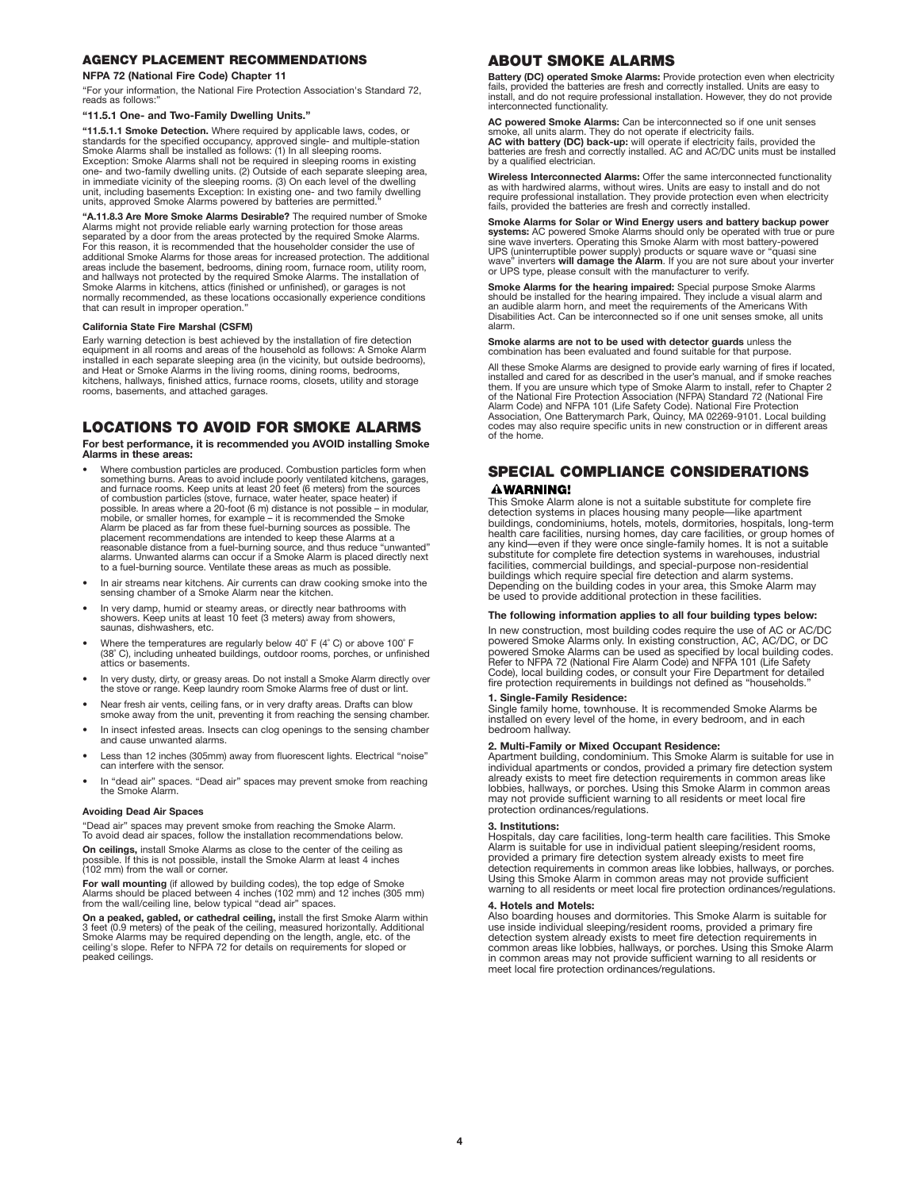## AGENCY PLACEMENT RECOMMENDATIONS

**NFPA 72 (National Fire Code) Chapter 11**

"For your information, the National Fire Protection Association's Standard 72, reads as follows:"

**"11.5.1 One- and Two-Family Dwelling Units."**

**"11.5.1.1 Smoke Detection.** Where required by applicable laws, codes, or standards for the specified occupancy, approved single- and multiple-station Smoke Alarms shall be installed as follows: (1) In all sleeping rooms. Exception: Smoke Alarms shall not be required in sleeping rooms in existing one- and two-family dwelling units. (2) Outside of each separate sleeping area, in immediate vicinity of the sleeping rooms. (3) On each level of the dwelling unit, including basements Exception: In existing one- and two family dwelling units, approved Smoke Alarms powered by batteries are permitted."

**"A.11.8.3 Are More Smoke Alarms Desirable?** The required number of Smoke Alarms might not provide reliable early warning protection for those areas separated by a door from the areas protected by the required Smoke Alarms. For this reason, it is recommended that the householder consider the use of additional Smoke Alarms for those areas for increased protection. The additional areas include the basement, bedrooms, dining room, furnace room, utility room, and hallways not protected by the required Smoke Alarms. The installation of Smoke Alarms in kitchens, attics (finished or unfinished), or garages is not normally recommended, as these locations occasionally experience conditions that can result in improper operation."

**California State Fire Marshal (CSFM)**

Early warning detection is best achieved by the installation of fire detection equipment in all rooms and areas of the household as follows: A Smoke Alarm installed in each separate sleeping area (in the vicinity, but outside bedrooms), and Heat or Smoke Alarms in the living rooms, dining rooms, bedrooms, kitchens, hallways, finished attics, furnace rooms, closets, utility and storage rooms, basements, and attached garages.

## LOCATIONS TO AVOID FOR SMOKE ALARMS

**For best performance, it is recommended you AVOID installing Smoke Alarms in these areas:**

- Where combustion particles are produced. Combustion particles form when something burns. Areas to avoid include poorly ventilated kitchens, garages, and furnace rooms. Keep units at least 20 feet (6 meters) from the sources of combustion particles (stove, furnace, water heater, space heater) if possible. In areas where a 20-foot (6 m) distance is not possible – in modular, mobile, or smaller homes, for example – it is recommended the Smoke Alarm be placed as far from these fuel-burning sources as possible. The placement recommendations are intended to keep these Alarms at a reasonable distance from a fuel-burning source, and thus reduce "unwanted" alarms. Unwanted alarms can occur if a Smoke Alarm is placed directly next to a fuel-burning source. Ventilate these areas as much as possible.
- In air streams near kitchens. Air currents can draw cooking smoke into the sensing chamber of a Smoke Alarm near the kitchen.
- In very damp, humid or steamy areas, or directly near bathrooms with showers. Keep units at least 10 feet (3 meters) away from showers, saunas, dishwashers, etc.
- Where the temperatures are regularly below 40˚ F (4˚ C) or above 100˚ F (38˚ C), including unheated buildings, outdoor rooms, porches, or unfinished attics or basements.
- In very dusty, dirty, or greasy areas. Do not install a Smoke Alarm directly over the stove or range. Keep laundry room Smoke Alarms free of dust or lint.
- Near fresh air vents, ceiling fans, or in very drafty areas. Drafts can blow smoke away from the unit, preventing it from reaching the sensing chamber.
- In insect infested areas. Insects can clog openings to the sensing chamber and cause unwanted alarms.
- Less than 12 inches (305mm) away from fluorescent lights. Electrical "noise" can interfere with the sensor.
- In "dead air" spaces. "Dead air" spaces may prevent smoke from reaching the Smoke Alarm.

**Avoiding Dead Air Spaces**

"Dead air" spaces may prevent smoke from reaching the Smoke Alarm. To avoid dead air spaces, follow the installation recommendations below.

**On ceilings,** install Smoke Alarms as close to the center of the ceiling as possible. If this is not possible, install the Smoke Alarm at least 4 inches (102 mm) from the wall or corner.

**For wall mounting** (if allowed by building codes), the top edge of Smoke Alarms should be placed between 4 inches (102 mm) and 12 inches (305 mm) from the wall/ceiling line, below typical "dead air" spaces.

**On a peaked, gabled, or cathedral ceiling,** install the first Smoke Alarm within 3 feet (0.9 meters) of the peak of the ceiling, measured horizontally. Additional Smoke Alarms may be required depending on the length, angle, etc. of the ceiling's slope. Refer to NFPA 72 for details on requirements for sloped or peaked ceilings.

## ABOUT SMOKE ALARMS

**Battery (DC) operated Smoke Alarms:** Provide protection even when electricity fails, provided the batteries are fresh and correctly installed. Units are easy to install, and do not require professional installation. However, they do not provide interconnected functionality.

**AC powered Smoke Alarms:** Can be interconnected so if one unit senses smoke, all units alarm. They do not operate if electricity fails.
**AC with battery (DC) back-up:** will operate if electricity fails, provided the batteries are fresh and correctly installed. AC and AC/DC units must be installed by a qualified electrician.

**Wireless Interconnected Alarms:** Offer the same interconnected functionality as with hardwired alarms, without wires. Units are easy to install and do not require professional installation. They provide protection even when electricity fails, provided the batteries are fresh and correctly installed.

**Smoke Alarms for Solar or Wind Energy users and battery backup power systems:** AC powered Smoke Alarms should only be operated with true or pure sine wave inverters. Operating this Smoke Alarm with most battery-powered UPS (uninterruptible power supply) products or square wave or "quasi sine wave" inverters **will damage the Alarm**. If you are not sure about your inverter or UPS type, please consult with the manufacturer to verify.

**Smoke Alarms for the hearing impaired:** Special purpose Smoke Alarms should be installed for the hearing impaired. They include a visual alarm and an audible alarm horn, and meet the requirements of the Americans With Disabilities Act. Can be interconnected so if one unit senses smoke, all units alarm.

**Smoke alarms are not to be used with detector guards** unless the combination has been evaluated and found suitable for that purpose.

All these Smoke Alarms are designed to provide early warning of fires if located, installed and cared for as described in the user's manual, and if smoke reaches them. If you are unsure which type of Smoke Alarm to install, refer to Chapter 2 of the National Fire Protection Association (NFPA) Standard 72 (National Fire Alarm Code) and NFPA 101 (Life Safety Code). National Fire Protection Association, One Batterymarch Park, Quincy, MA 02269-9101. Local building codes may also require specific units in new construction or in different areas of the home.

## SPECIAL COMPLIANCE CONSIDERATIONS

### ⚠WARNING!

This Smoke Alarm alone is not a suitable substitute for complete fire detection systems in places housing many people—like apartment buildings, condominiums, hotels, motels, dormitories, hospitals, long-term health care facilities, nursing homes, day care facilities, or group homes of any kind—even if they were once single-family homes. It is not a suitable substitute for complete fire detection systems in warehouses, industrial facilities, commercial buildings, and special-purpose non-residential buildings which require special fire detection and alarm systems. Depending on the building codes in your area, this Smoke Alarm may be used to provide additional protection in these facilities.

**The following information applies to all four building types below:**

In new construction, most building codes require the use of AC or AC/DC powered Smoke Alarms only. In existing construction, AC, AC/DC, or DC powered Smoke Alarms can be used as specified by local building codes. Refer to NFPA 72 (National Fire Alarm Code) and NFPA 101 (Life Safety Code), local building codes, or consult your Fire Department for detailed fire protection requirements in buildings not defined as "households."

**1. Single-Family Residence:**
Single family home, townhouse. It is recommended Smoke Alarms be installed on every level of the home, in every bedroom, and in each bedroom hallway.

**2. Multi-Family or Mixed Occupant Residence:**
Apartment building, condominium. This Smoke Alarm is suitable for use in individual apartments or condos, provided a primary fire detection system already exists to meet fire detection requirements in common areas like lobbies, hallways, or porches. Using this Smoke Alarm in common areas may not provide sufficient warning to all residents or meet local fire protection ordinances/regulations.

**3. Institutions:**
Hospitals, day care facilities, long-term health care facilities. This Smoke Alarm is suitable for use in individual patient sleeping/resident rooms, provided a primary fire detection system already exists to meet fire detection requirements in common areas like lobbies, hallways, or porches. Using this Smoke Alarm in common areas may not provide sufficient warning to all residents or meet local fire protection ordinances/regulations.

**4. Hotels and Motels:**
Also boarding houses and dormitories. This Smoke Alarm is suitable for use inside individual sleeping/resident rooms, provided a primary fire detection system already exists to meet fire detection requirements in common areas like lobbies, hallways, or porches. Using this Smoke Alarm in common areas may not provide sufficient warning to all residents or meet local fire protection ordinances/regulations.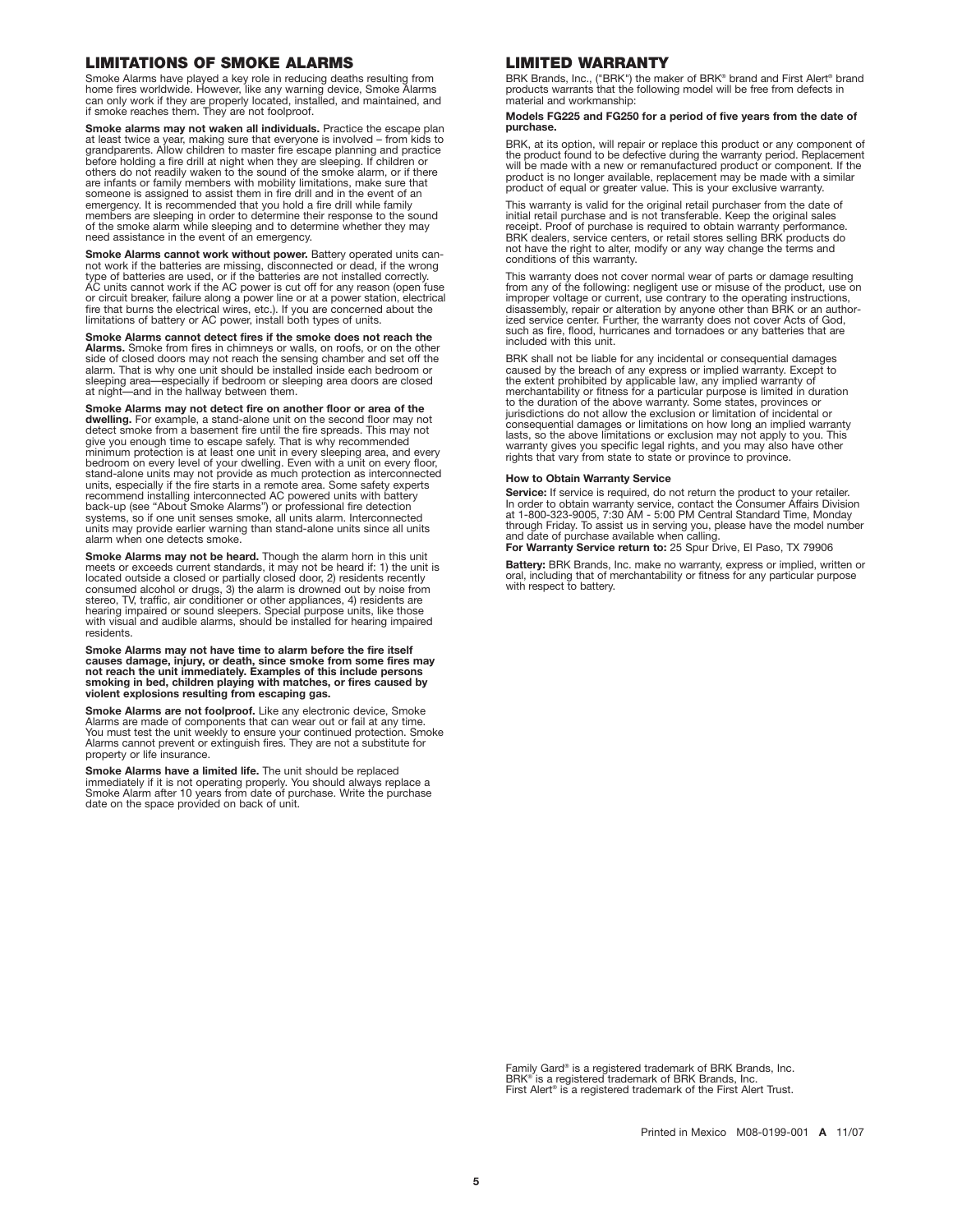## LIMITATIONS OF SMOKE ALARMS

Smoke Alarms have played a key role in reducing deaths resulting from home fires worldwide. However, like any warning device, Smoke Alarms can only work if they are properly located, installed, and maintained, and if smoke reaches them. They are not foolproof.

**Smoke alarms may not waken all individuals.** Practice the escape plan at least twice a year, making sure that everyone is involved – from kids to grandparents. Allow children to master fire escape planning and practice before holding a fire drill at night when they are sleeping. If children or others do not readily waken to the sound of the smoke alarm, or if there are infants or family members with mobility limitations, make sure that someone is assigned to assist them in fire drill and in the event of an emergency. It is recommended that you hold a fire drill while family members are sleeping in order to determine their response to the sound of the smoke alarm while sleeping and to determine whether they may need assistance in the event of an emergency.

**Smoke Alarms cannot work without power.** Battery operated units cannot work if the batteries are missing, disconnected or dead, if the wrong type of batteries are used, or if the batteries are not installed correctly. AC units cannot work if the AC power is cut off for any reason (open fuse or circuit breaker, failure along a power line or at a power station, electrical fire that burns the electrical wires, etc.). If you are concerned about the limitations of battery or AC power, install both types of units.

**Smoke Alarms cannot detect fires if the smoke does not reach the Alarms.** Smoke from fires in chimneys or walls, on roofs, or on the other side of closed doors may not reach the sensing chamber and set off the alarm. That is why one unit should be installed inside each bedroom or sleeping area—especially if bedroom or sleeping area doors are closed at night—and in the hallway between them.

**Smoke Alarms may not detect fire on another floor or area of the dwelling.** For example, a stand-alone unit on the second floor may not detect smoke from a basement fire until the fire spreads. This may not give you enough time to escape safely. That is why recommended minimum protection is at least one unit in every sleeping area, and every bedroom on every level of your dwelling. Even with a unit on every floor, stand-alone units may not provide as much protection as interconnected units, especially if the fire starts in a remote area. Some safety experts recommend installing interconnected AC powered units with battery back-up (see "About Smoke Alarms") or professional fire detection systems, so if one unit senses smoke, all units alarm. Interconnected units may provide earlier warning than stand-alone units since all units alarm when one detects smoke.

**Smoke Alarms may not be heard.** Though the alarm horn in this unit meets or exceeds current standards, it may not be heard if: 1) the unit is located outside a closed or partially closed door, 2) residents recently consumed alcohol or drugs, 3) the alarm is drowned out by noise from stereo, TV, traffic, air conditioner or other appliances, 4) residents are hearing impaired or sound sleepers. Special purpose units, like those with visual and audible alarms, should be installed for hearing impaired residents.

**Smoke Alarms may not have time to alarm before the fire itself causes damage, injury, or death, since smoke from some fires may not reach the unit immediately. Examples of this include persons smoking in bed, children playing with matches, or fires caused by violent explosions resulting from escaping gas.**

**Smoke Alarms are not foolproof.** Like any electronic device, Smoke Alarms are made of components that can wear out or fail at any time. You must test the unit weekly to ensure your continued protection. Smoke Alarms cannot prevent or extinguish fires. They are not a substitute for property or life insurance.

**Smoke Alarms have a limited life.** The unit should be replaced immediately if it is not operating properly. You should always replace a Smoke Alarm after 10 years from date of purchase. Write the purchase date on the space provided on back of unit.

## LIMITED WARRANTY

BRK Brands, Inc., ("BRK") the maker of BRK® brand and First Alert® brand products warrants that the following model will be free from defects in material and workmanship:

**Models FG225 and FG250 for a period of five years from the date of purchase.**

BRK, at its option, will repair or replace this product or any component of the product found to be defective during the warranty period. Replacement will be made with a new or remanufactured product or component. If the product is no longer available, replacement may be made with a similar product of equal or greater value. This is your exclusive warranty.

This warranty is valid for the original retail purchaser from the date of initial retail purchase and is not transferable. Keep the original sales receipt. Proof of purchase is required to obtain warranty performance. BRK dealers, service centers, or retail stores selling BRK products do not have the right to alter, modify or any way change the terms and conditions of this warranty.

This warranty does not cover normal wear of parts or damage resulting from any of the following: negligent use or misuse of the product, use on improper voltage or current, use contrary to the operating instructions, disassembly, repair or alteration by anyone other than BRK or an authorized service center. Further, the warranty does not cover Acts of God, such as fire, flood, hurricanes and tornadoes or any batteries that are included with this unit.

BRK shall not be liable for any incidental or consequential damages caused by the breach of any express or implied warranty. Except to the extent prohibited by applicable law, any implied warranty of merchantability or fitness for a particular purpose is limited in duration to the duration of the above warranty. Some states, provinces or jurisdictions do not allow the exclusion or limitation of incidental or consequential damages or limitations on how long an implied warranty lasts, so the above limitations or exclusion may not apply to you. This warranty gives you specific legal rights, and you may also have other rights that vary from state to state or province to province.

### How to Obtain Warranty Service

**Service:** If service is required, do not return the product to your retailer. In order to obtain warranty service, contact the Consumer Affairs Division at 1-800-323-9005, 7:30 AM - 5:00 PM Central Standard Time, Monday through Friday. To assist us in serving you, please have the model number and date of purchase available when calling.
**For Warranty Service return to:** 25 Spur Drive, El Paso, TX 79906

**Battery:** BRK Brands, Inc. make no warranty, express or implied, written or oral, including that of merchantability or fitness for any particular purpose with respect to battery.

Family Gard® is a registered trademark of BRK Brands, Inc.
BRK® is a registered trademark of BRK Brands, Inc.
First Alert® is a registered trademark of the First Alert Trust.

Printed in Mexico M08-0199-001 **A** 11/07